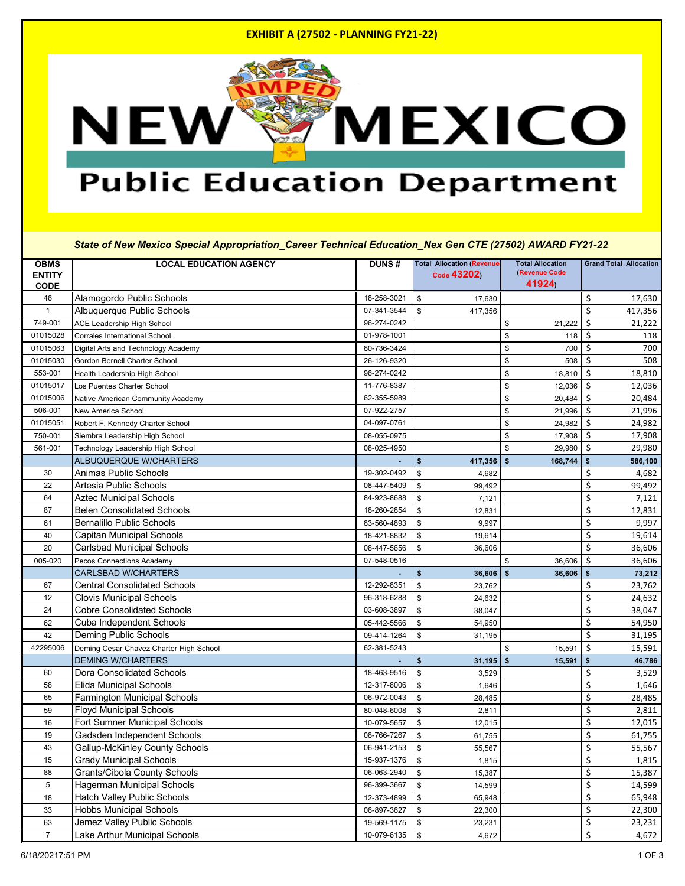**EXHIBIT A (27502 - PLANNING FY21-22)**

# NEW MEXICO Public Education Department

***State of New Mexico Special Appropriation_Career Technical Education_Nex Gen CTE (27502) AWARD FY21-22***

| OBMS ENTITY CODE | LOCAL EDUCATION AGENCY | DUNS # | Total Allocation (Revenue Code 43202) | Total Allocation (Revenue Code 41924) | Grand Total Allocation |
|---|---|---|---|---|---|
| 46 | Alamogordo Public Schools | 18-258-3021 | $ 17,630 | | $ 17,630 |
| 1 | Albuquerque Public Schools | 07-341-3544 | $ 417,356 | | $ 417,356 |
| 749-001 | ACE Leadership High School | 96-274-0242 | | $ 21,222 | $ 21,222 |
| 01015028 | Corrales International School | 01-978-1001 | | $ 118 | $ 118 |
| 01015063 | Digital Arts and Technology Academy | 80-736-3424 | | $ 700 | $ 700 |
| 01015030 | Gordon Bernell Charter School | 26-126-9320 | | $ 508 | $ 508 |
| 553-001 | Health Leadership High School | 96-274-0242 | | $ 18,810 | $ 18,810 |
| 01015017 | Los Puentes Charter School | 11-776-8387 | | $ 12,036 | $ 12,036 |
| 01015006 | Native American Community Academy | 62-355-5989 | | $ 20,484 | $ 20,484 |
| 506-001 | New America School | 07-922-2757 | | $ 21,996 | $ 21,996 |
| 01015051 | Robert F. Kennedy Charter School | 04-097-0761 | | $ 24,982 | $ 24,982 |
| 750-001 | Siembra Leadership High School | 08-055-0975 | | $ 17,908 | $ 17,908 |
| 561-001 | Technology Leadership High School | 08-025-4950 | | $ 29,980 | $ 29,980 |
| | ALBUQUERQUE W/CHARTERS | - | **$ 417,356** | **$ 168,744** | **$ 586,100** |
| 30 | Animas Public Schools | 19-302-0492 | $ 4,682 | | $ 4,682 |
| 22 | Artesia Public Schools | 08-447-5409 | $ 99,492 | | $ 99,492 |
| 64 | Aztec Municipal Schools | 84-923-8688 | $ 7,121 | | $ 7,121 |
| 87 | Belen Consolidated Schools | 18-260-2854 | $ 12,831 | | $ 12,831 |
| 61 | Bernalillo Public Schools | 83-560-4893 | $ 9,997 | | $ 9,997 |
| 40 | Capitan Municipal Schools | 18-421-8832 | $ 19,614 | | $ 19,614 |
| 20 | Carlsbad Municipal Schools | 08-447-5656 | $ 36,606 | | $ 36,606 |
| 005-020 | Pecos Connections Academy | 07-548-0516 | | $ 36,606 | $ 36,606 |
| | CARLSBAD W/CHARTERS | - | **$ 36,606** | **$ 36,606** | **$ 73,212** |
| 67 | Central Consolidated Schools | 12-292-8351 | $ 23,762 | | $ 23,762 |
| 12 | Clovis Municipal Schools | 96-318-6288 | $ 24,632 | | $ 24,632 |
| 24 | Cobre Consolidated Schools | 03-608-3897 | $ 38,047 | | $ 38,047 |
| 62 | Cuba Independent Schools | 05-442-5566 | $ 54,950 | | $ 54,950 |
| 42 | Deming Public Schools | 09-414-1264 | $ 31,195 | | $ 31,195 |
| 42295006 | Deming Cesar Chavez Charter High School | 62-381-5243 | | $ 15,591 | $ 15,591 |
| | DEMING W/CHARTERS | - | **$ 31,195** | **$ 15,591** | **$ 46,786** |
| 60 | Dora Consolidated Schools | 18-463-9516 | $ 3,529 | | $ 3,529 |
| 58 | Elida Municipal Schools | 12-317-8006 | $ 1,646 | | $ 1,646 |
| 65 | Farmington Municipal Schools | 06-972-0043 | $ 28,485 | | $ 28,485 |
| 59 | Floyd Municipal Schools | 80-048-6008 | $ 2,811 | | $ 2,811 |
| 16 | Fort Sumner Municipal Schools | 10-079-5657 | $ 12,015 | | $ 12,015 |
| 19 | Gadsden Independent Schools | 08-766-7267 | $ 61,755 | | $ 61,755 |
| 43 | Gallup-McKinley County Schools | 06-941-2153 | $ 55,567 | | $ 55,567 |
| 15 | Grady Municipal Schools | 15-937-1376 | $ 1,815 | | $ 1,815 |
| 88 | Grants/Cibola County Schools | 06-063-2940 | $ 15,387 | | $ 15,387 |
| 5 | Hagerman Municipal Schools | 96-399-3667 | $ 14,599 | | $ 14,599 |
| 18 | Hatch Valley Public Schools | 12-373-4899 | $ 65,948 | | $ 65,948 |
| 33 | Hobbs Municipal Schools | 06-897-3627 | $ 22,300 | | $ 22,300 |
| 63 | Jemez Valley Public Schools | 19-569-1175 | $ 23,231 | | $ 23,231 |
| 7 | Lake Arthur Municipal Schools | 10-079-6135 | $ 4,672 | | $ 4,672 |

6/18/20217:51 PM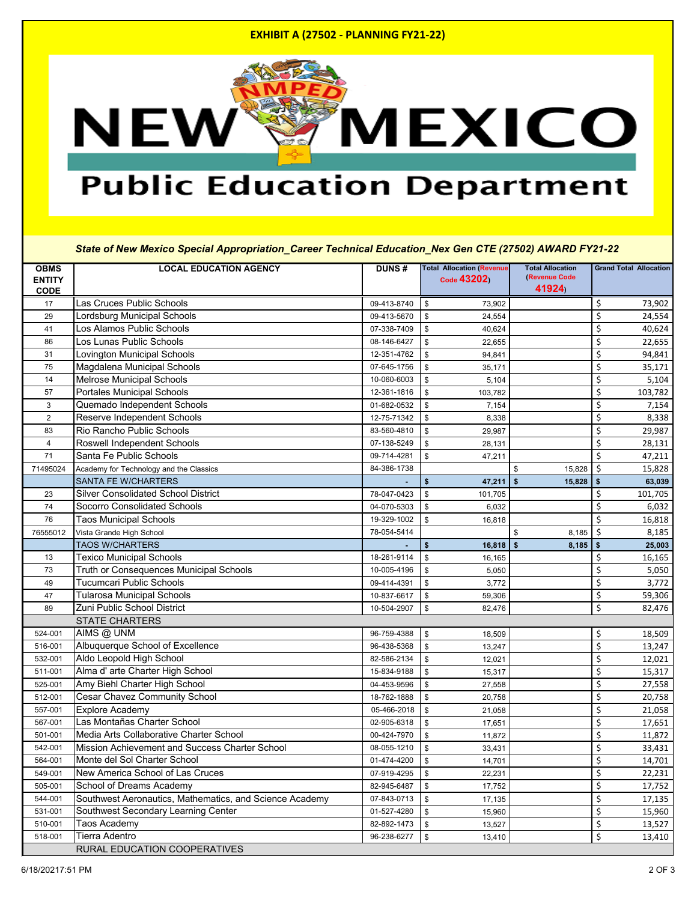# EXHIBIT A (27502 - PLANNING FY21-22)

New Mexico Public Education Department

*State of New Mexico Special Appropriation_Career Technical Education_Nex Gen CTE (27502) AWARD FY21-22*

| OBMS ENTITY CODE | LOCAL EDUCATION AGENCY | DUNS # | Total Allocation (Revenue Code 43202) | Total Allocation (Revenue Code 41924) | Grand Total Allocation |
|---|---|---|---|---|---|
| 17 | Las Cruces Public Schools | 09-413-8740 | $ 73,902 | | $ 73,902 |
| 29 | Lordsburg Municipal Schools | 09-413-5670 | $ 24,554 | | $ 24,554 |
| 41 | Los Alamos Public Schools | 07-338-7409 | $ 40,624 | | $ 40,624 |
| 86 | Los Lunas Public Schools | 08-146-6427 | $ 22,655 | | $ 22,655 |
| 31 | Lovington Municipal Schools | 12-351-4762 | $ 94,841 | | $ 94,841 |
| 75 | Magdalena Municipal Schools | 07-645-1756 | $ 35,171 | | $ 35,171 |
| 14 | Melrose Municipal Schools | 10-060-6003 | $ 5,104 | | $ 5,104 |
| 57 | Portales Municipal Schools | 12-361-1816 | $ 103,782 | | $ 103,782 |
| 3 | Quemado Independent Schools | 01-682-0532 | $ 7,154 | | $ 7,154 |
| 2 | Reserve Independent Schools | 12-75-71342 | $ 8,338 | | $ 8,338 |
| 83 | Rio Rancho Public Schools | 83-560-4810 | $ 29,987 | | $ 29,987 |
| 4 | Roswell Independent Schools | 07-138-5249 | $ 28,131 | | $ 28,131 |
| 71 | Santa Fe Public Schools | 09-714-4281 | $ 47,211 | | $ 47,211 |
| 71495024 | Academy for Technology and the Classics | 84-386-1738 | | $ 15,828 | $ 15,828 |
| | **SANTA FE W/CHARTERS** | - | **$ 47,211** | **$ 15,828** | **$ 63,039** |
| 23 | Silver Consolidated School District | 78-047-0423 | $ 101,705 | | $ 101,705 |
| 74 | Socorro Consolidated Schools | 04-070-5303 | $ 6,032 | | $ 6,032 |
| 76 | Taos Municipal Schools | 19-329-1002 | $ 16,818 | | $ 16,818 |
| 76555012 | Vista Grande High School | 78-054-5414 | | $ 8,185 | $ 8,185 |
| | **TAOS W/CHARTERS** | - | **$ 16,818** | **$ 8,185** | **$ 25,003** |
| 13 | Texico Municipal Schools | 18-261-9114 | $ 16,165 | | $ 16,165 |
| 73 | Truth or Consequences Municipal Schools | 10-005-4196 | $ 5,050 | | $ 5,050 |
| 49 | Tucumcari Public Schools | 09-414-4391 | $ 3,772 | | $ 3,772 |
| 47 | Tularosa Municipal Schools | 10-837-6617 | $ 59,306 | | $ 59,306 |
| 89 | Zuni Public School District | 10-504-2907 | $ 82,476 | | $ 82,476 |
| | STATE CHARTERS | | | | |
| 524-001 | AIMS @ UNM | 96-759-4388 | $ 18,509 | | $ 18,509 |
| 516-001 | Albuquerque School of Excellence | 96-438-5368 | $ 13,247 | | $ 13,247 |
| 532-001 | Aldo Leopold High School | 82-586-2134 | $ 12,021 | | $ 12,021 |
| 511-001 | Alma d' arte Charter High School | 15-834-9188 | $ 15,317 | | $ 15,317 |
| 525-001 | Amy Biehl Charter High School | 04-453-9596 | $ 27,558 | | $ 27,558 |
| 512-001 | Cesar Chavez Community School | 18-762-1888 | $ 20,758 | | $ 20,758 |
| 557-001 | Explore Academy | 05-466-2018 | $ 21,058 | | $ 21,058 |
| 567-001 | Las Montañas Charter School | 02-905-6318 | $ 17,651 | | $ 17,651 |
| 501-001 | Media Arts Collaborative Charter School | 00-424-7970 | $ 11,872 | | $ 11,872 |
| 542-001 | Mission Achievement and Success Charter School | 08-055-1210 | $ 33,431 | | $ 33,431 |
| 564-001 | Monte del Sol Charter School | 01-474-4200 | $ 14,701 | | $ 14,701 |
| 549-001 | New America School of Las Cruces | 07-919-4295 | $ 22,231 | | $ 22,231 |
| 505-001 | School of Dreams Academy | 82-945-6487 | $ 17,752 | | $ 17,752 |
| 544-001 | Southwest Aeronautics, Mathematics, and Science Academy | 07-843-0713 | $ 17,135 | | $ 17,135 |
| 531-001 | Southwest Secondary Learning Center | 01-527-4280 | $ 15,960 | | $ 15,960 |
| 510-001 | Taos Academy | 82-892-1473 | $ 13,527 | | $ 13,527 |
| 518-001 | Tierra Adentro | 96-238-6277 | $ 13,410 | | $ 13,410 |
| | RURAL EDUCATION COOPERATIVES | | | | |

6/18/20217:51 PM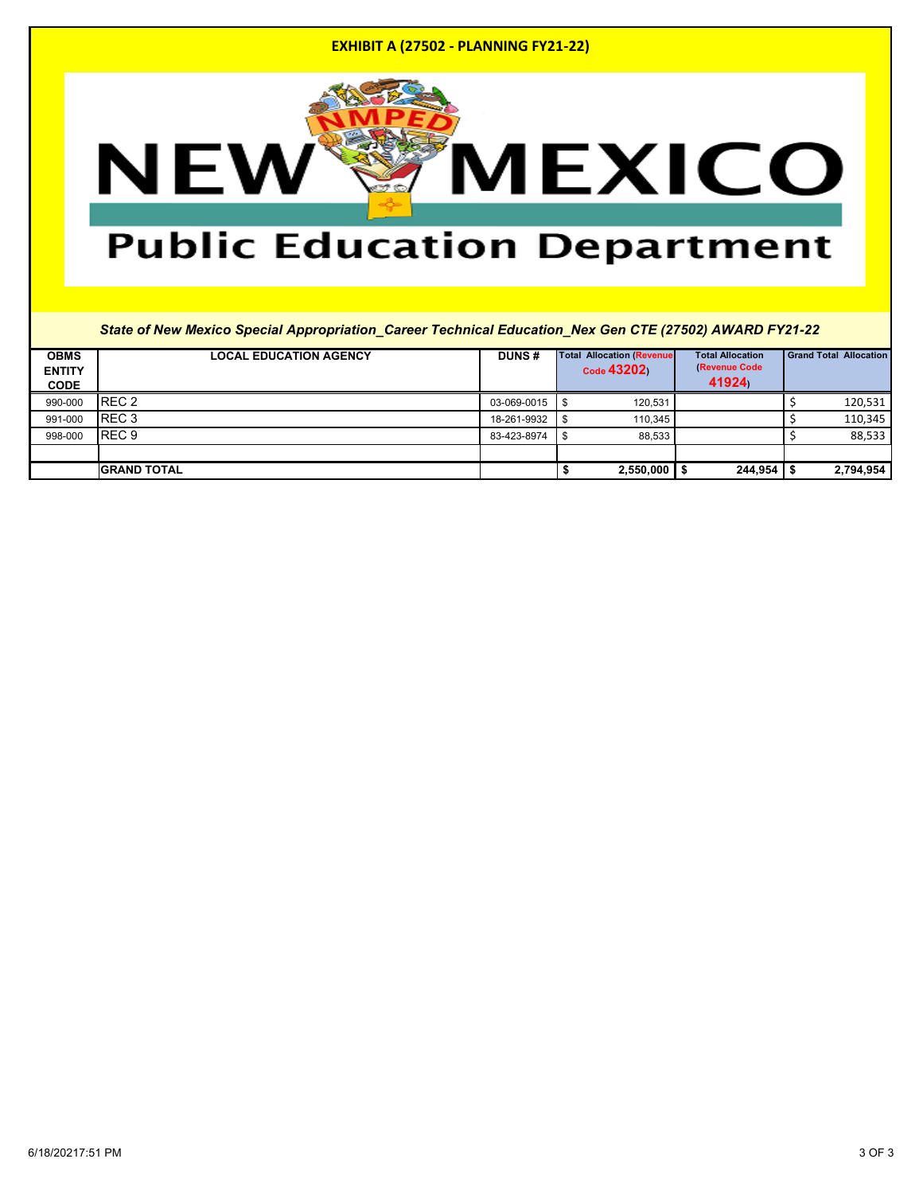**EXHIBIT A (27502 - PLANNING FY21-22)**

NEW MEXICO Public Education Department

*State of New Mexico Special Appropriation_Career Technical Education_Nex Gen CTE (27502) AWARD FY21-22*

| OBMS ENTITY CODE | LOCAL EDUCATION AGENCY | DUNS # | Total Allocation (Revenue Code 43202) | Total Allocation (Revenue Code 41924) | Grand Total Allocation |
|---|---|---|---|---|---|
| 990-000 | REC 2 | 03-069-0015 | $ 120,531 | | $ 120,531 |
| 991-000 | REC 3 | 18-261-9932 | $ 110,345 | | $ 110,345 |
| 998-000 | REC 9 | 83-423-8974 | $ 88,533 | | $ 88,533 |
| | | | | | |
| | **GRAND TOTAL** | | **$ 2,550,000** | **$ 244,954** | **$ 2,794,954** |

6/18/20217:51 PM